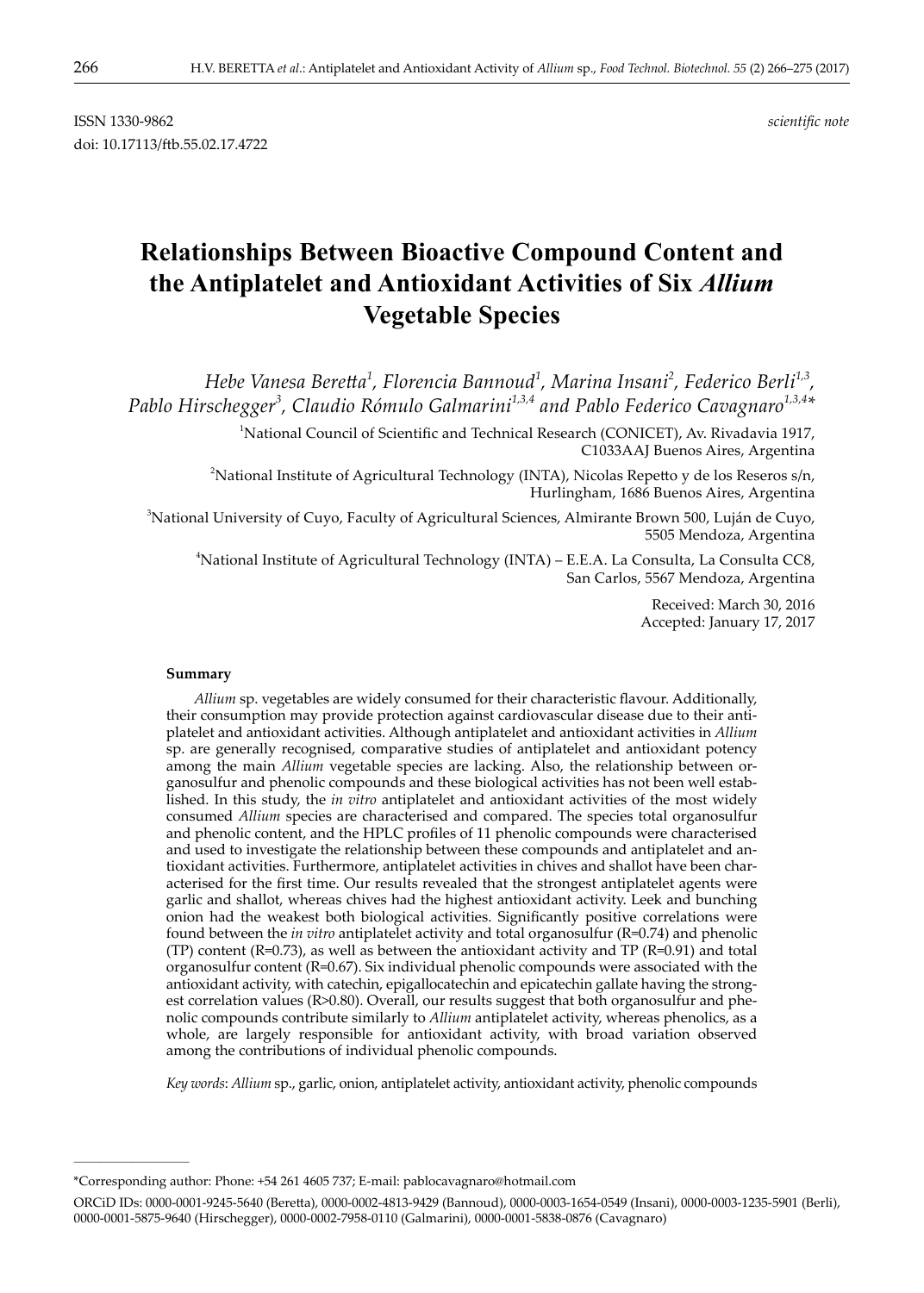ISSN 1330-9862 *scientific note*

doi: 10.17113/ftb.55.02.17.4722

# Relationships Between Bioactive Compound Content and the Antiplatelet and Antioxidant Activities of Six *Allium* Vegetable Species

*Hebe Vanesa Beretta[1], Florencia Bannoud[1], Marina Insani[2], Federico Berli[1,3], Pablo Hirschegger[3], Claudio Rómulo Galmarini[1,3,4] and Pablo Federico Cavagnaro[1,3,4]\**

[1]National Council of Scientific and Technical Research (CONICET), Av. Rivadavia 1917, C1033AAJ Buenos Aires, Argentina

[2]National Institute of Agricultural Technology (INTA), Nicolas Repetto y de los Reseros s/n, Hurlingham, 1686 Buenos Aires, Argentina

[3]National University of Cuyo, Faculty of Agricultural Sciences, Almirante Brown 500, Luján de Cuyo, 5505 Mendoza, Argentina

[4]National Institute of Agricultural Technology (INTA) – E.E.A. La Consulta, La Consulta CC8, San Carlos, 5567 Mendoza, Argentina

Received: March 30, 2016
Accepted: January 17, 2017

### Summary

*Allium* sp. vegetables are widely consumed for their characteristic flavour. Additionally, their consumption may provide protection against cardiovascular disease due to their antiplatelet and antioxidant activities. Although antiplatelet and antioxidant activities in *Allium* sp. are generally recognised, comparative studies of antiplatelet and antioxidant potency among the main *Allium* vegetable species are lacking. Also, the relationship between organosulfur and phenolic compounds and these biological activities has not been well established. In this study, the *in vitro* antiplatelet and antioxidant activities of the most widely consumed *Allium* species are characterised and compared. The species total organosulfur and phenolic content, and the HPLC profiles of 11 phenolic compounds were characterised and used to investigate the relationship between these compounds and antiplatelet and antioxidant activities. Furthermore, antiplatelet activities in chives and shallot have been characterised for the first time. Our results revealed that the strongest antiplatelet agents were garlic and shallot, whereas chives had the highest antioxidant activity. Leek and bunching onion had the weakest both biological activities. Significantly positive correlations were found between the *in vitro* antiplatelet activity and total organosulfur (R=0.74) and phenolic (TP) content (R=0.73), as well as between the antioxidant activity and TP (R=0.91) and total organosulfur content (R=0.67). Six individual phenolic compounds were associated with the antioxidant activity, with catechin, epigallocatechin and epicatechin gallate having the strongest correlation values (R>0.80). Overall, our results suggest that both organosulfur and phenolic compounds contribute similarly to *Allium* antiplatelet activity, whereas phenolics, as a whole, are largely responsible for antioxidant activity, with broad variation observed among the contributions of individual phenolic compounds.

*Key words*: *Allium* sp., garlic, onion, antiplatelet activity, antioxidant activity, phenolic compounds

---

\*Corresponding author: Phone: +54 261 4605 737; E-mail: pablocavagnaro@hotmail.com

ORCiD IDs: 0000-0001-9245-5640 (Beretta), 0000-0002-4813-9429 (Bannoud), 0000-0003-1654-0549 (Insani), 0000-0003-1235-5901 (Berli), 0000-0001-5875-9640 (Hirschegger), 0000-0002-7958-0110 (Galmarini), 0000-0001-5838-0876 (Cavagnaro)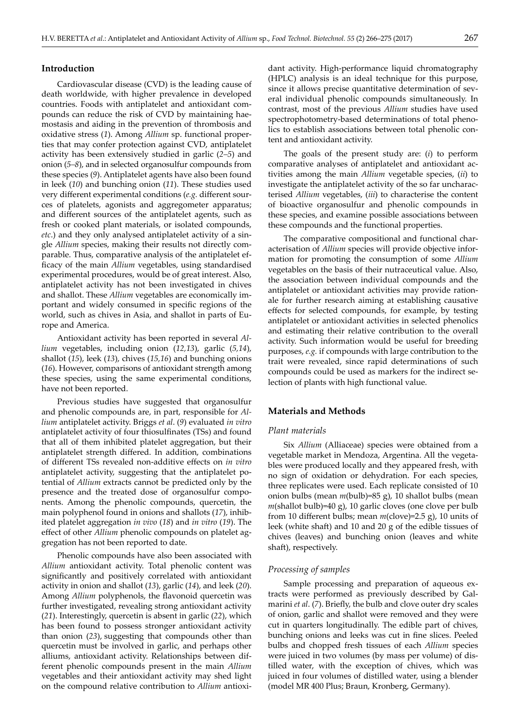## Introduction

Cardiovascular disease (CVD) is the leading cause of death worldwide, with higher prevalence in developed countries. Foods with antiplatelet and antioxidant compounds can reduce the risk of CVD by maintaining haemostasis and aiding in the prevention of thrombosis and oxidative stress (*1*). Among *Allium* sp. functional properties that may confer protection against CVD, antiplatelet activity has been extensively studied in garlic (*2–5*) and onion (*5–8*), and in selected organosulfur compounds from these species (*9*). Antiplatelet agents have also been found in leek (*10*) and bunching onion (*11*). These studies used very different experimental conditions (*e.g.* different sources of platelets, agonists and aggregometer apparatus; and different sources of the antiplatelet agents, such as fresh or cooked plant materials, or isolated compounds, *etc.*) and they only analysed antiplatelet activity of a single *Allium* species, making their results not directly comparable. Thus, comparative analysis of the antiplatelet efficacy of the main *Allium* vegetables, using standardised experimental procedures, would be of great interest. Also, antiplatelet activity has not been investigated in chives and shallot. These *Allium* vegetables are economically important and widely consumed in specific regions of the world, such as chives in Asia, and shallot in parts of Europe and America.

Antioxidant activity has been reported in several *Allium* vegetables, including onion (*12,13*), garlic (*5,14*), shallot (*15*), leek (*13*), chives (*15,16*) and bunching onions (*16*). However, comparisons of antioxidant strength among these species, using the same experimental conditions, have not been reported.

Previous studies have suggested that organosulfur and phenolic compounds are, in part, responsible for *Allium* antiplatelet activity. Briggs *et al*. (*9*) evaluated *in vitro* antiplatelet activity of four thiosulfinates (TSs) and found that all of them inhibited platelet aggregation, but their antiplatelet strength differed. In addition, combinations of different TSs revealed non-additive effects on *in vitro* antiplatelet activity, suggesting that the antiplatelet potential of *Allium* extracts cannot be predicted only by the presence and the treated dose of organosulfur components. Among the phenolic compounds, quercetin, the main polyphenol found in onions and shallots (*17*), inhibited platelet aggregation *in vivo* (*18*) and *in vitro* (*19*). The effect of other *Allium* phenolic compounds on platelet aggregation has not been reported to date.

Phenolic compounds have also been associated with *Allium* antioxidant activity. Total phenolic content was significantly and positively correlated with antioxidant activity in onion and shallot (*13*), garlic (*14*), and leek (*20*). Among *Allium* polyphenols, the flavonoid quercetin was further investigated, revealing strong antioxidant activity (*21*). Interestingly, quercetin is absent in garlic (*22*), which has been found to possess stronger antioxidant activity than onion (*23*), suggesting that compounds other than quercetin must be involved in garlic, and perhaps other alliums, antioxidant activity. Relationships between different phenolic compounds present in the main *Allium* vegetables and their antioxidant activity may shed light on the compound relative contribution to *Allium* antioxidant activity. High-performance liquid chromatography (HPLC) analysis is an ideal technique for this purpose, since it allows precise quantitative determination of several individual phenolic compounds simultaneously. In contrast, most of the previous *Allium* studies have used spectrophotometry-based determinations of total phenolics to establish associations between total phenolic content and antioxidant activity.

The goals of the present study are: (*i*) to perform comparative analyses of antiplatelet and antioxidant activities among the main *Allium* vegetable species, (*ii*) to investigate the antiplatelet activity of the so far uncharacterised *Allium* vegetables, (*iii*) to characterise the content of bioactive organosulfur and phenolic compounds in these species, and examine possible associations between these compounds and the functional properties.

The comparative compositional and functional characterisation of *Allium* species will provide objective information for promoting the consumption of some *Allium* vegetables on the basis of their nutraceutical value. Also, the association between individual compounds and the antiplatelet or antioxidant activities may provide rationale for further research aiming at establishing causative effects for selected compounds, for example, by testing antiplatelet or antioxidant activities in selected phenolics and estimating their relative contribution to the overall activity. Such information would be useful for breeding purposes, *e.g.* if compounds with large contribution to the trait were revealed, since rapid determinations of such compounds could be used as markers for the indirect selection of plants with high functional value.

## Materials and Methods

### Plant materials

Six *Allium* (Alliaceae) species were obtained from a vegetable market in Mendoza, Argentina. All the vegetables were produced locally and they appeared fresh, with no sign of oxidation or dehydration. For each species, three replicates were used. Each replicate consisted of 10 onion bulbs (mean $m$(bulb)=85 g), 10 shallot bulbs (mean $m$(shallot bulb)=40 g), 10 garlic cloves (one clove per bulb from 10 different bulbs; mean $m$(clove)=2.5 g), 10 units of leek (white shaft) and 10 and 20 g of the edible tissues of chives (leaves) and bunching onion (leaves and white shaft), respectively.

### Processing of samples

Sample processing and preparation of aqueous extracts were performed as previously described by Galmarini *et al*. (*7*). Briefly, the bulb and clove outer dry scales of onion, garlic and shallot were removed and they were cut in quarters longitudinally. The edible part of chives, bunching onions and leeks was cut in fine slices. Peeled bulbs and chopped fresh tissues of each *Allium* species were juiced in two volumes (by mass per volume) of distilled water, with the exception of chives, which was juiced in four volumes of distilled water, using a blender (model MR 400 Plus; Braun, Kronberg, Germany).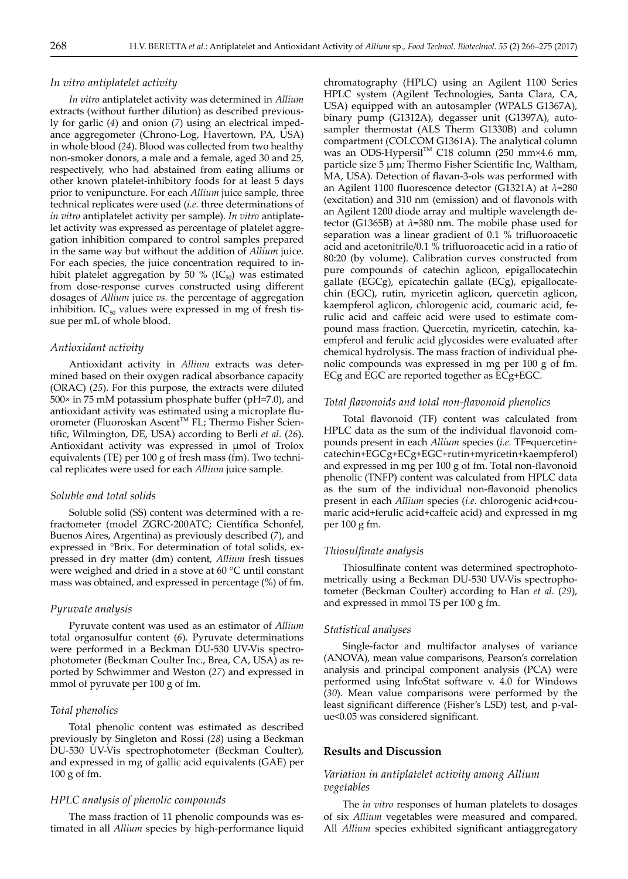### *In vitro* antiplatelet activity

*In vitro* antiplatelet activity was determined in *Allium* extracts (without further dilution) as described previously for garlic (*4*) and onion (*7*) using an electrical impedance aggregometer (Chrono-Log, Havertown, PA, USA) in whole blood (*24*). Blood was collected from two healthy non-smoker donors, a male and a female, aged 30 and 25, respectively, who had abstained from eating alliums or other known platelet-inhibitory foods for at least 5 days prior to venipuncture. For each *Allium* juice sample, three technical replicates were used (*i.e.* three determinations of *in vitro* antiplatelet activity per sample). *In vitro* antiplatelet activity was expressed as percentage of platelet aggregation inhibition compared to control samples prepared in the same way but without the addition of *Allium* juice. For each species, the juice concentration required to inhibit platelet aggregation by 50 % ($IC_{50}$) was estimated from dose-response curves constructed using different dosages of *Allium* juice *vs.* the percentage of aggregation inhibition. $IC_{50}$ values were expressed in mg of fresh tissue per mL of whole blood.

### *Antioxidant activity*

Antioxidant activity in *Allium* extracts was determined based on their oxygen radical absorbance capacity (ORAC) (*25*). For this purpose, the extracts were diluted 500× in 75 mM potassium phosphate buffer (pH=7.0), and antioxidant activity was estimated using a microplate fluorometer (Fluoroskan Ascent™ FL; Thermo Fisher Scientific, Wilmington, DE, USA) according to Berli *et al*. (*26*). Antioxidant activity was expressed in μmol of Trolox equivalents (TE) per 100 g of fresh mass (fm). Two technical replicates were used for each *Allium* juice sample.

### *Soluble and total solids*

Soluble solid (SS) content was determined with a refractometer (model ZGRC-200ATC; Científica Schonfel, Buenos Aires, Argentina) as previously described (*7*), and expressed in °Brix. For determination of total solids, expressed in dry matter (dm) content, *Allium* fresh tissues were weighed and dried in a stove at 60 °C until constant mass was obtained, and expressed in percentage (%) of fm.

### *Pyruvate analysis*

Pyruvate content was used as an estimator of *Allium* total organosulfur content (*6*). Pyruvate determinations were performed in a Beckman DU-530 UV-Vis spectrophotometer (Beckman Coulter Inc., Brea, CA, USA) as reported by Schwimmer and Weston (*27*) and expressed in mmol of pyruvate per 100 g of fm.

### *Total phenolics*

Total phenolic content was estimated as described previously by Singleton and Rossi (*28*) using a Beckman DU-530 UV-Vis spectrophotometer (Beckman Coulter), and expressed in mg of gallic acid equivalents (GAE) per 100 g of fm.

### *HPLC analysis of phenolic compounds*

The mass fraction of 11 phenolic compounds was estimated in all *Allium* species by high-performance liquid chromatography (HPLC) using an Agilent 1100 Series HPLC system (Agilent Technologies, Santa Clara, CA, USA) equipped with an autosampler (WPALS G1367A), binary pump (G1312A), degasser unit (G1397A), autosampler thermostat (ALS Therm G1330B) and column compartment (COLCOM G1361A). The analytical column was an ODS-Hypersil™ C18 column (250 mm×4.6 mm, particle size 5 μm; Thermo Fisher Scientific Inc, Waltham, MA, USA). Detection of flavan-3-ols was performed with an Agilent 1100 fluorescence detector (G1321A) at $\lambda$=280 (excitation) and 310 nm (emission) and of flavonols with an Agilent 1200 diode array and multiple wavelength detector (G1365B) at $\lambda$=380 nm. The mobile phase used for separation was a linear gradient of 0.1 % trifluoroacetic acid and acetonitrile/0.1 % trifluoroacetic acid in a ratio of 80:20 (by volume). Calibration curves constructed from pure compounds of catechin aglicon, epigallocatechin gallate (EGCg), epicatechin gallate (ECg), epigallocatechin (EGC), rutin, myricetin aglicon, quercetin aglicon, kaempferol aglicon, chlorogenic acid, coumaric acid, ferulic acid and caffeic acid were used to estimate compound mass fraction. Quercetin, myricetin, catechin, kaempferol and ferulic acid glycosides were evaluated after chemical hydrolysis. The mass fraction of individual phenolic compounds was expressed in mg per 100 g of fm. ECg and EGC are reported together as ECg+EGC.

### *Total flavonoids and total non-flavonoid phenolics*

Total flavonoid (TF) content was calculated from HPLC data as the sum of the individual flavonoid compounds present in each *Allium* species (*i.e.* TF=quercetin+catechin+EGCg+ECg+EGC+rutin+myricetin+kaempferol) and expressed in mg per 100 g of fm. Total non-flavonoid phenolic (TNFP) content was calculated from HPLC data as the sum of the individual non-flavonoid phenolics present in each *Allium* species (*i.e.* chlorogenic acid+coumaric acid+ferulic acid+caffeic acid) and expressed in mg per 100 g fm.

### *Thiosulfinate analysis*

Thiosulfinate content was determined spectrophotometrically using a Beckman DU-530 UV-Vis spectrophotometer (Beckman Coulter) according to Han *et al.* (*29*), and expressed in mmol TS per 100 g fm.

### *Statistical analyses*

Single-factor and multifactor analyses of variance (ANOVA), mean value comparisons, Pearson's correlation analysis and principal component analysis (PCA) were performed using InfoStat software v. 4.0 for Windows (*30*). Mean value comparisons were performed by the least significant difference (Fisher's LSD) test, and p-value<0.05 was considered significant.

## Results and Discussion

### *Variation in antiplatelet activity among Allium vegetables*

The *in vitro* responses of human platelets to dosages of six *Allium* vegetables were measured and compared. All *Allium* species exhibited significant antiaggregatory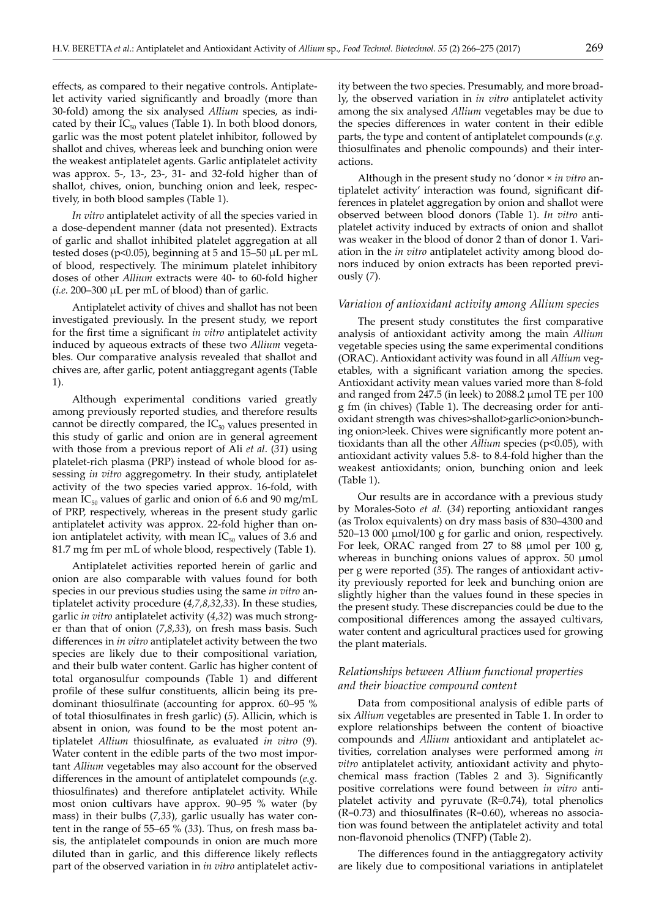effects, as compared to their negative controls. Antiplatelet activity varied significantly and broadly (more than 30-fold) among the six analysed *Allium* species, as indicated by their $IC_{50}$ values (Table 1). In both blood donors, garlic was the most potent platelet inhibitor, followed by shallot and chives, whereas leek and bunching onion were the weakest antiplatelet agents. Garlic antiplatelet activity was approx. 5-, 13-, 23-, 31- and 32-fold higher than of shallot, chives, onion, bunching onion and leek, respectively, in both blood samples (Table 1).

*In vitro* antiplatelet activity of all the species varied in a dose-dependent manner (data not presented). Extracts of garlic and shallot inhibited platelet aggregation at all tested doses ($p<0.05$), beginning at 5 and 15–50 μL per mL of blood, respectively. The minimum platelet inhibitory doses of other *Allium* extracts were 40- to 60-fold higher (*i.e*. 200–300 μL per mL of blood) than of garlic.

Antiplatelet activity of chives and shallot has not been investigated previously. In the present study, we report for the first time a significant *in vitro* antiplatelet activity induced by aqueous extracts of these two *Allium* vegetables. Our comparative analysis revealed that shallot and chives are, after garlic, potent antiaggregant agents (Table 1).

Although experimental conditions varied greatly among previously reported studies, and therefore results cannot be directly compared, the $IC_{50}$ values presented in this study of garlic and onion are in general agreement with those from a previous report of Ali *et al*. (*31*) using platelet-rich plasma (PRP) instead of whole blood for assessing *in vitro* aggregometry. In their study, antiplatelet activity of the two species varied approx. 16-fold, with mean $IC_{50}$ values of garlic and onion of 6.6 and 90 mg/mL of PRP, respectively, whereas in the present study garlic antiplatelet activity was approx. 22-fold higher than onion antiplatelet activity, with mean $IC_{50}$ values of 3.6 and 81.7 mg fm per mL of whole blood, respectively (Table 1).

Antiplatelet activities reported herein of garlic and onion are also comparable with values found for both species in our previous studies using the same *in vitro* antiplatelet activity procedure (*4,7,8,32,33*). In these studies, garlic *in vitro* antiplatelet activity (*4,32*) was much stronger than that of onion (*7,8,33*), on fresh mass basis. Such differences in *in vitro* antiplatelet activity between the two species are likely due to their compositional variation, and their bulb water content. Garlic has higher content of total organosulfur compounds (Table 1) and different profile of these sulfur constituents, allicin being its predominant thiosulfinate (accounting for approx. 60–95 % of total thiosulfinates in fresh garlic) (*5*). Allicin, which is absent in onion, was found to be the most potent antiplatelet *Allium* thiosulfinate, as evaluated *in vitro* (*9*). Water content in the edible parts of the two most important *Allium* vegetables may also account for the observed differences in the amount of antiplatelet compounds (*e.g.* thiosulfinates) and therefore antiplatelet activity. While most onion cultivars have approx. 90–95 % water (by mass) in their bulbs (*7,33*), garlic usually has water content in the range of 55–65 % (*33*). Thus, on fresh mass basis, the antiplatelet compounds in onion are much more diluted than in garlic, and this difference likely reflects part of the observed variation in *in vitro* antiplatelet activity between the two species. Presumably, and more broadly, the observed variation in *in vitro* antiplatelet activity among the six analysed *Allium* vegetables may be due to the species differences in water content in their edible parts, the type and content of antiplatelet compounds (*e.g.* thiosulfinates and phenolic compounds) and their interactions.

Although in the present study no 'donor × *in vitro* antiplatelet activity' interaction was found, significant differences in platelet aggregation by onion and shallot were observed between blood donors (Table 1). *In vitro* antiplatelet activity induced by extracts of onion and shallot was weaker in the blood of donor 2 than of donor 1. Variation in the *in vitro* antiplatelet activity among blood donors induced by onion extracts has been reported previously (*7*).

### *Variation of antioxidant activity among Allium species*

The present study constitutes the first comparative analysis of antioxidant activity among the main *Allium* vegetable species using the same experimental conditions (ORAC). Antioxidant activity was found in all *Allium* vegetables, with a significant variation among the species. Antioxidant activity mean values varied more than 8-fold and ranged from 247.5 (in leek) to 2088.2 μmol TE per 100 g fm (in chives) (Table 1). The decreasing order for antioxidant strength was chives>shallot>garlic>onion>bunching onion>leek. Chives were significantly more potent antioxidants than all the other *Allium* species ($p<0.05$), with antioxidant activity values 5.8- to 8.4-fold higher than the weakest antioxidants; onion, bunching onion and leek (Table 1).

Our results are in accordance with a previous study by Morales-Soto *et al.* (*34*) reporting antioxidant ranges (as Trolox equivalents) on dry mass basis of 830–4300 and 520–13 000 μmol/100 g for garlic and onion, respectively. For leek, ORAC ranged from 27 to 88 μmol per 100 g, whereas in bunching onions values of approx. 50 μmol per g were reported (*35*). The ranges of antioxidant activity previously reported for leek and bunching onion are slightly higher than the values found in these species in the present study. These discrepancies could be due to the compositional differences among the assayed cultivars, water content and agricultural practices used for growing the plant materials.

### *Relationships between Allium functional properties and their bioactive compound content*

Data from compositional analysis of edible parts of six *Allium* vegetables are presented in Table 1. In order to explore relationships between the content of bioactive compounds and *Allium* antioxidant and antiplatelet activities, correlation analyses were performed among *in vitro* antiplatelet activity, antioxidant activity and phytochemical mass fraction (Tables 2 and 3). Significantly positive correlations were found between *in vitro* antiplatelet activity and pyruvate ($R=0.74$), total phenolics ($R=0.73$) and thiosulfinates ($R=0.60$), whereas no association was found between the antiplatelet activity and total non-flavonoid phenolics (TNFP) (Table 2).

The differences found in the antiaggregatory activity are likely due to compositional variations in antiplatelet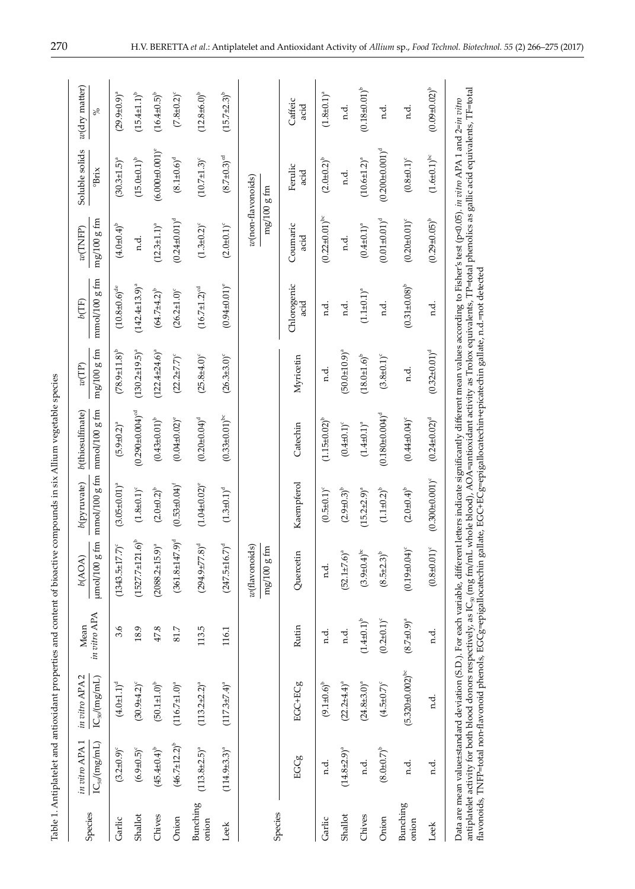Table 1. Antiplatelet and antioxidant properties and content of bioactive compounds in six Allium vegetable species

| Species | *in vitro* APA 1 | *in vitro* APA 2 | Mean *in vitro* APA | *b*(AOA) | *b*(pyruvate) | *b*(thiosulfinate) | *w*(TP) | *b*(TF) | *w*(TNFP) | Soluble solids | *w*(dry matter) |
|---|---|---|---|---|---|---|---|---|---|---|---|
| | $IC_{50}$/(mg/mL) | $IC_{50}$/(mg/mL) | | μmol/100 g fm | mmol/100 g fm | mmol/100 g fm | mg/100 g fm | mmol/100 g fm | mg/100 g fm | °Brix | % |
| Garlic | (3.2±0.9)[c] | (4.0±1.1)[d] | 3.6 | (1343.5±17.7)[c] | (3.05±0.01)[a] | (5.9±0.2)[a] | (78.9±11.8)[b] | (10.8±0.6)[de] | (4.0±0.4)[b] | (30.3±1.5)[a] | (29.9±0.9)[a] |
| Shallot | (6.9±0.5)[c] | (30.9±4.2)[c] | 18.9 | (1527.7±121.6)[b] | (1.8±0.1)[c] | (0.290±0.004)[cd] | (130.2±19.5)[a] | (142.4±13.9)[a] | n.d. | (15.0±0.1)[b] | (15.4±1.1)[b] |
| Chives | (45.4±0.4)[b] | (50.1±1.0)[b] | 47.8 | (2088.2±15.9)[a] | (2.0±0.2)[b] | (0.43±0.01)[b] | (122.4±24.6)[a] | (64.7±4.2)[b] | (12.3±1.1)[a] | (6.000±0.001)[e] | (16.4±0.5)[b] |
| Onion | (46.7±12.2)[b] | (116.7±1.0)[a] | 81.7 | (361.8±147.9)[d] | (0.53±0.04)[f] | (0.04±0.02)[e] | (22.2±7.7)[c] | (26.2±1.0)[c] | (0.24±0.01)[d] | (8.1±0.6)[d] | (7.8±0.2)[c] |
| Bunching onion | (113.8±2.5)[a] | (113.2±2.2)[a] | 113.5 | (294.9±77.8)[d] | (1.04±0.02)[e] | (0.20±0.04)[d] | (25.8±4.0)[c] | (16.7±1.2)[cd] | (1.3±0.2)[c] | (10.7±1.3)[c] | (12.8±6.0)[b] |
| Leek | (114.9±3.3)[a] | (117.3±7.4)[a] | 116.1 | (247.5±16.7)[d] | (1.3±0.1)[d] | (0.33±0.01)[bc] | (26.3±3.0)[c] | (0.94±0.01)[e] | (2.0±0.1)[c] | (8.7±0.3)[cd] | (15.7±2.3)[b] |

| Species | *w*(flavonoids)/(mg/100 g fm) | | | | | | | *w*(non-flavonoids)/(mg/100 g fm) | | | |
|---|---|---|---|---|---|---|---|---|---|---|---|
| | EGCg | EGC+ECg | Rutin | Quercetin | Kaempferol | Catechin | Myricetin | Chlorogenic acid | Coumaric acid | Ferulic acid | Caffeic acid |
| Garlic | n.d. | (9.1±0.6)[b] | n.d. | n.d. | (0.5±0.1)[c] | (1.15±0.02)[b] | n.d. | n.d. | (0.22±0.01)[bc] | (2.0±0.2)[b] | (1.8±0.1)[a] |
| Shallot | (14.8±2.9)[a] | (22.2±4.4)[a] | n.d. | (52.1±7.6)[a] | (2.9±0.3)[b] | (0.4±0.1)[c] | (50.0±10.9)[a] | n.d. | n.d. | n.d. | n.d. |
| Chives | n.d. | (24.8±3.0)[a] | (1.4±0.1)[b] | (3.9±0.4)[bc] | (15.2±2.9)[a] | (1.4±0.1)[a] | (18.0±1.6)[b] | (1.1±0.1)[a] | (0.4±0.1)[a] | (10.6±1.2)[a] | (0.18±0.01)[b] |
| Onion | (8.0±0.7)[b] | (4.5±0.7)[c] | (0.2±0.1)[c] | (8.5±2.3)[b] | (1.1±0.2)[b] | (0.180±0.004)[d] | (3.8±0.1)[c] | n.d. | (0.01±0.01)[d] | (0.200±0.001)[d] | n.d. |
| Bunching onion | n.d. | (5.320±0.002)[bc] | (8.7±0.9)[a] | (0.19±0.04)[c] | (2.0±0.4)[b] | (0.44±0.04)[c] | n.d. | (0.31±0.08)[b] | (0.20±0.01)[c] | (0.8±0.1)[c] | n.d. |
| Leek | n.d. | n.d. | n.d. | (0.8±0.01)[c] | (0.300±0.001)[c] | (0.24±0.02)[d] | (0.32±0.01)[d] | n.d. | (0.29±0.05)[b] | (1.6±0.1)[bc] | (0.09±0.02)[b] |

Data are mean value±standard deviation (S.D.). For each variable, different letters indicate significantly different mean values according to Fisher's test ($p<0.05$). *in vitro* APA 1 and 2=*in vitro* antiplatelet activity for both blood donors respectively, as $IC_{50}$ (mg fm/mL whole blood), AOA=antioxidant activity as Trolox equivalents, TP=total phenolics as gallic acid equivalents, TF=total flavonoids, TNFP=total non-flavonoid phenols, EGCg=epigallocatechin gallate, EGC+ECg=epigallocatechin+epicatechin gallate, n.d.=not detected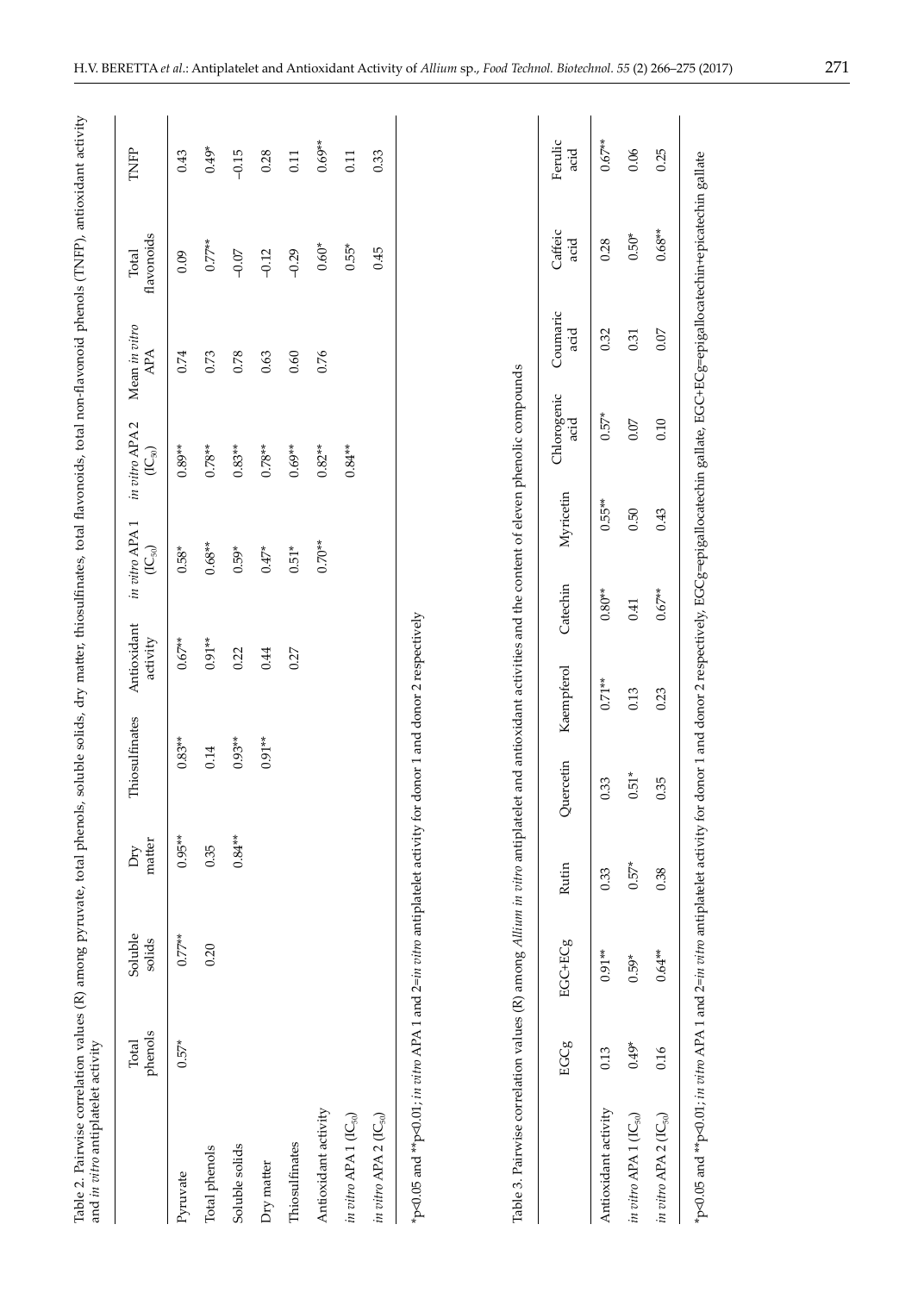Table 2. Pairwise correlation values (R) among pyruvate, total phenols, soluble solids, dry matter, thiosulfinates, total flavonoids, total non-flavonoid phenols (TNFP), antioxidant activity and *in vitro* antiplatelet activity

| | Total phenols | Soluble solids | Dry matter | Thiosulfinates | Antioxidant activity | *in vitro* APA 1 ($IC_{50}$) | *in vitro* APA 2 ($IC_{50}$) | Mean *in vitro* APA | Total flavonoids | TNFP |
|---|---|---|---|---|---|---|---|---|---|---|
| Pyruvate | 0.57* | 0.77** | 0.95** | 0.83** | 0.67** | 0.58* | 0.89** | 0.74 | 0.09 | 0.43 |
| Total phenols | | 0.20 | 0.35 | 0.14 | 0.91** | 0.68** | 0.78** | 0.73 | 0.77** | 0.49* |
| Soluble solids | | | 0.84** | 0.93** | 0.22 | 0.59* | 0.83** | 0.78 | –0.07 | –0.15 |
| Dry matter | | | | 0.91** | 0.44 | 0.47* | 0.78** | 0.63 | –0.12 | 0.28 |
| Thiosulfinates | | | | | 0.27 | 0.51* | 0.69** | 0.60 | –0.29 | 0.11 |
| Antioxidant activity | | | | | | 0.70** | 0.82** | 0.76 | 0.60* | 0.69** |
| *in vitro* APA 1 ($IC_{50}$) | | | | | | | 0.84** | | 0.55* | 0.11 |
| *in vitro* APA 2 ($IC_{50}$) | | | | | | | | | 0.45 | 0.33 |

*p<0.05 and **p<0.01; *in vitro* APA 1 and 2=*in vitro* antiplatelet activity for donor 1 and donor 2 respectively

Table 3. Pairwise correlation values (R) among *Allium in vitro* antiplatelet and antioxidant activities and the content of eleven phenolic compounds

| | EGCg | EGC+ECg | Rutin | Quercetin | Kaempferol | Catechin | Myricetin | Chlorogenic acid | Coumaric acid | Caffeic acid | Ferulic acid |
|---|---|---|---|---|---|---|---|---|---|---|---|
| Antioxidant activity | 0.13 | 0.91** | 0.33 | 0.33 | 0.71** | 0.80** | 0.55** | 0.57* | 0.32 | 0.28 | 0.67** |
| *in vitro* APA 1 ($IC_{50}$) | 0.49* | 0.59* | 0.57* | 0.51* | 0.13 | 0.41 | 0.50 | 0.07 | 0.31 | 0.50* | 0.06 |
| *in vitro* APA 2 ($IC_{50}$) | 0.16 | 0.64** | 0.38 | 0.35 | 0.23 | 0.67** | 0.43 | 0.10 | 0.07 | 0.68** | 0.25 |

*p<0.05 and **p<0.01; *in vitro* APA 1 and 2=*in vitro* antiplatelet activity for donor 1 and donor 2 respectively, EGCg=epigallocatechin gallate, EGC+ECg=epigallocatechin+epicatechin gallate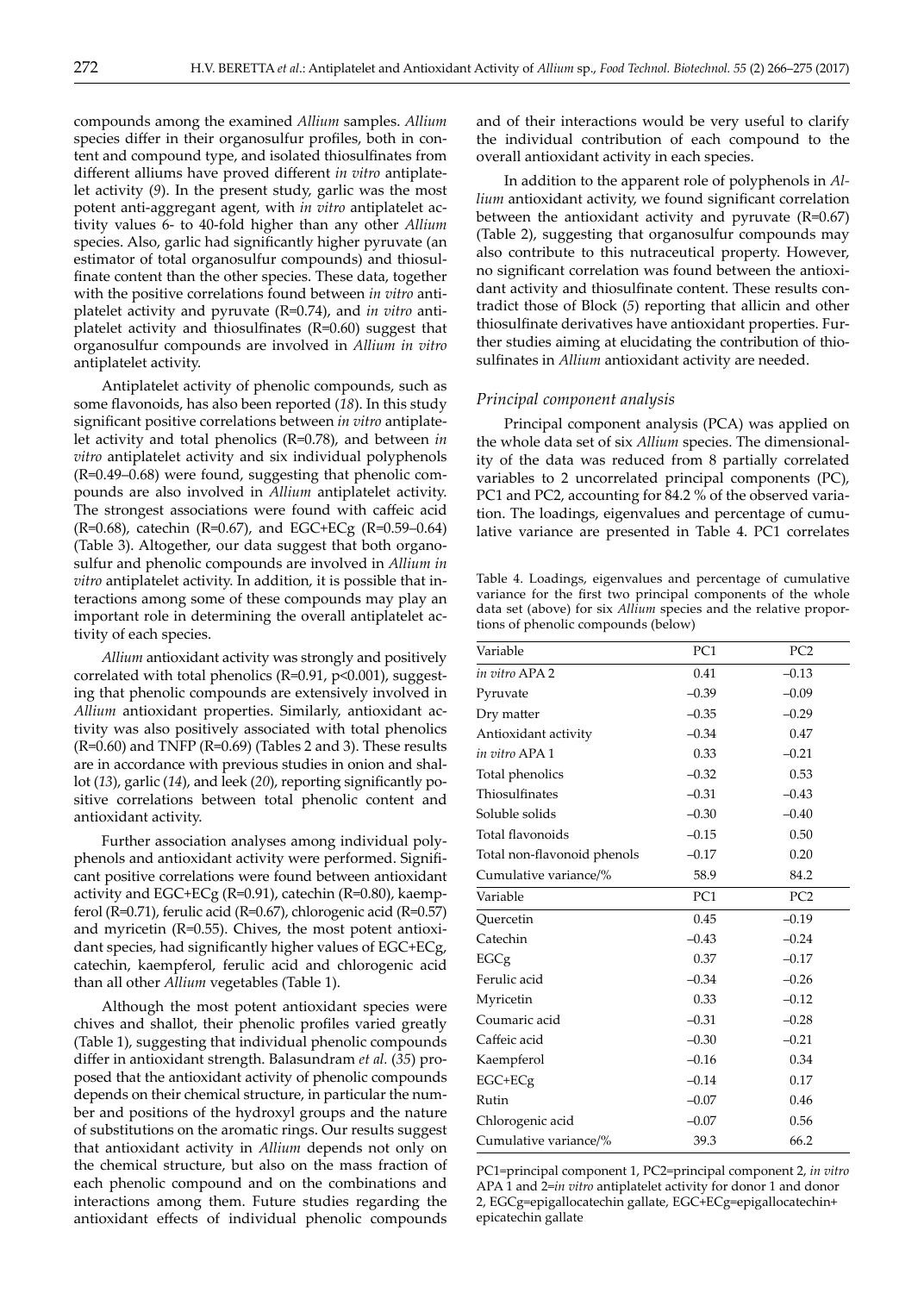compounds among the examined *Allium* samples. *Allium* species differ in their organosulfur profiles, both in content and compound type, and isolated thiosulfinates from different alliums have proved different *in vitro* antiplatelet activity (*9*). In the present study, garlic was the most potent anti-aggregant agent, with *in vitro* antiplatelet activity values 6- to 40-fold higher than any other *Allium* species. Also, garlic had significantly higher pyruvate (an estimator of total organosulfur compounds) and thiosulfinate content than the other species. These data, together with the positive correlations found between *in vitro* antiplatelet activity and pyruvate (R=0.74), and *in vitro* antiplatelet activity and thiosulfinates (R=0.60) suggest that organosulfur compounds are involved in *Allium in vitro* antiplatelet activity.

Antiplatelet activity of phenolic compounds, such as some flavonoids, has also been reported (*18*). In this study significant positive correlations between *in vitro* antiplatelet activity and total phenolics (R=0.78), and between *in vitro* antiplatelet activity and six individual polyphenols (R=0.49–0.68) were found, suggesting that phenolic compounds are also involved in *Allium* antiplatelet activity. The strongest associations were found with caffeic acid (R=0.68), catechin (R=0.67), and EGC+ECg (R=0.59–0.64) (Table 3). Altogether, our data suggest that both organosulfur and phenolic compounds are involved in *Allium in vitro* antiplatelet activity. In addition, it is possible that interactions among some of these compounds may play an important role in determining the overall antiplatelet activity of each species.

*Allium* antioxidant activity was strongly and positively correlated with total phenolics (R=0.91, $p<0.001$), suggesting that phenolic compounds are extensively involved in *Allium* antioxidant properties. Similarly, antioxidant activity was also positively associated with total phenolics (R=0.60) and TNFP (R=0.69) (Tables 2 and 3). These results are in accordance with previous studies in onion and shallot (*13*), garlic (*14*), and leek (*20*), reporting significantly positive correlations between total phenolic content and antioxidant activity.

Further association analyses among individual polyphenols and antioxidant activity were performed. Significant positive correlations were found between antioxidant activity and EGC+ECg (R=0.91), catechin (R=0.80), kaempferol (R=0.71), ferulic acid (R=0.67), chlorogenic acid (R=0.57) and myricetin (R=0.55). Chives, the most potent antioxidant species, had significantly higher values of EGC+ECg, catechin, kaempferol, ferulic acid and chlorogenic acid than all other *Allium* vegetables (Table 1).

Although the most potent antioxidant species were chives and shallot, their phenolic profiles varied greatly (Table 1), suggesting that individual phenolic compounds differ in antioxidant strength. Balasundram *et al.* (*35*) proposed that the antioxidant activity of phenolic compounds depends on their chemical structure, in particular the number and positions of the hydroxyl groups and the nature of substitutions on the aromatic rings. Our results suggest that antioxidant activity in *Allium* depends not only on the chemical structure, but also on the mass fraction of each phenolic compound and on the combinations and interactions among them. Future studies regarding the antioxidant effects of individual phenolic compounds and of their interactions would be very useful to clarify the individual contribution of each compound to the overall antioxidant activity in each species.

In addition to the apparent role of polyphenols in *Allium* antioxidant activity, we found significant correlation between the antioxidant activity and pyruvate (R=0.67) (Table 2), suggesting that organosulfur compounds may also contribute to this nutraceutical property. However, no significant correlation was found between the antioxidant activity and thiosulfinate content. These results contradict those of Block (*5*) reporting that allicin and other thiosulfinate derivatives have antioxidant properties. Further studies aiming at elucidating the contribution of thiosulfinates in *Allium* antioxidant activity are needed.

### *Principal component analysis*

Principal component analysis (PCA) was applied on the whole data set of six *Allium* species. The dimensionality of the data was reduced from 8 partially correlated variables to 2 uncorrelated principal components (PC), PC1 and PC2, accounting for 84.2 % of the observed variation. The loadings, eigenvalues and percentage of cumulative variance are presented in Table 4. PC1 correlates

Table 4. Loadings, eigenvalues and percentage of cumulative variance for the first two principal components of the whole data set (above) for six *Allium* species and the relative proportions of phenolic compounds (below)

| Variable | PC1 | PC2 |
|---|---|---|
| *in vitro* APA 2 | 0.41 | –0.13 |
| Pyruvate | –0.39 | –0.09 |
| Dry matter | –0.35 | –0.29 |
| Antioxidant activity | –0.34 | 0.47 |
| *in vitro* APA 1 | 0.33 | –0.21 |
| Total phenolics | –0.32 | 0.53 |
| Thiosulfinates | –0.31 | –0.43 |
| Soluble solids | –0.30 | –0.40 |
| Total flavonoids | –0.15 | 0.50 |
| Total non-flavonoid phenols | –0.17 | 0.20 |
| Cumulative variance/% | 58.9 | 84.2 |
| **Variable** | **PC1** | **PC2** |
| Quercetin | 0.45 | –0.19 |
| Catechin | –0.43 | –0.24 |
| EGCg | 0.37 | –0.17 |
| Ferulic acid | –0.34 | –0.26 |
| Myricetin | 0.33 | –0.12 |
| Coumaric acid | –0.31 | –0.28 |
| Caffeic acid | –0.30 | –0.21 |
| Kaempferol | –0.16 | 0.34 |
| EGC+ECg | –0.14 | 0.17 |
| Rutin | –0.07 | 0.46 |
| Chlorogenic acid | –0.07 | 0.56 |
| Cumulative variance/% | 39.3 | 66.2 |

PC1=principal component 1, PC2=principal component 2, *in vitro* APA 1 and 2=*in vitro* antiplatelet activity for donor 1 and donor 2, EGCg=epigallocatechin gallate, EGC+ECg=epigallocatechin+epicatechin gallate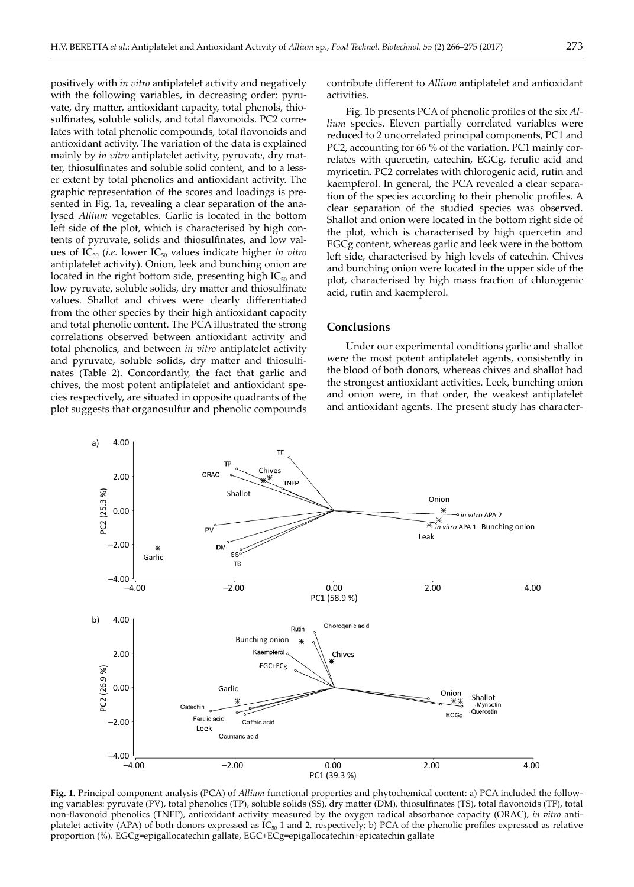positively with *in vitro* antiplatelet activity and negatively with the following variables, in decreasing order: pyruvate, dry matter, antioxidant capacity, total phenols, thiosulfinates, soluble solids, and total flavonoids. PC2 correlates with total phenolic compounds, total flavonoids and antioxidant activity. The variation of the data is explained mainly by *in vitro* antiplatelet activity, pyruvate, dry matter, thiosulfinates and soluble solid content, and to a lesser extent by total phenolics and antioxidant activity. The graphic representation of the scores and loadings is presented in Fig. 1a, revealing a clear separation of the analysed *Allium* vegetables. Garlic is located in the bottom left side of the plot, which is characterised by high contents of pyruvate, solids and thiosulfinates, and low values of $IC_{50}$ (*i.e.* lower $IC_{50}$ values indicate higher *in vitro* antiplatelet activity). Onion, leek and bunching onion are located in the right bottom side, presenting high $IC_{50}$ and low pyruvate, soluble solids, dry matter and thiosulfinate values. Shallot and chives were clearly differentiated from the other species by their high antioxidant capacity and total phenolic content. The PCA illustrated the strong correlations observed between antioxidant activity and total phenolics, and between *in vitro* antiplatelet activity and pyruvate, soluble solids, dry matter and thiosulfinates (Table 2). Concordantly, the fact that garlic and chives, the most potent antiplatelet and antioxidant species respectively, are situated in opposite quadrants of the plot suggests that organosulfur and phenolic compounds contribute different to *Allium* antiplatelet and antioxidant activities.

Fig. 1b presents PCA of phenolic profiles of the six *Allium* species. Eleven partially correlated variables were reduced to 2 uncorrelated principal components, PC1 and PC2, accounting for 66 % of the variation. PC1 mainly correlates with quercetin, catechin, EGCg, ferulic acid and myricetin. PC2 correlates with chlorogenic acid, rutin and kaempferol. In general, the PCA revealed a clear separation of the species according to their phenolic profiles. A clear separation of the studied species was observed. Shallot and onion were located in the bottom right side of the plot, which is characterised by high quercetin and EGCg content, whereas garlic and leek were in the bottom left side, characterised by high levels of catechin. Chives and bunching onion were located in the upper side of the plot, characterised by high mass fraction of chlorogenic acid, rutin and kaempferol.

## Conclusions

Under our experimental conditions garlic and shallot were the most potent antiplatelet agents, consistently in the blood of both donors, whereas chives and shallot had the strongest antioxidant activities. Leek, bunching onion and onion were, in that order, the weakest antiplatelet and antioxidant agents. The present study has character-

**Fig. 1.** Principal component analysis (PCA) of *Allium* functional properties and phytochemical content: a) PCA included the following variables: pyruvate (PV), total phenolics (TP), soluble solids (SS), dry matter (DM), thiosulfinates (TS), total flavonoids (TF), total non-flavonoid phenolics (TNFP), antioxidant activity measured by the oxygen radical absorbance capacity (ORAC), *in vitro* antiplatelet activity (APA) of both donors expressed as $IC_{50}$ 1 and 2, respectively; b) PCA of the phenolic profiles expressed as relative proportion (%). EGCg=epigallocatechin gallate, EGC+ECg=epigallocatechin+epicatechin gallate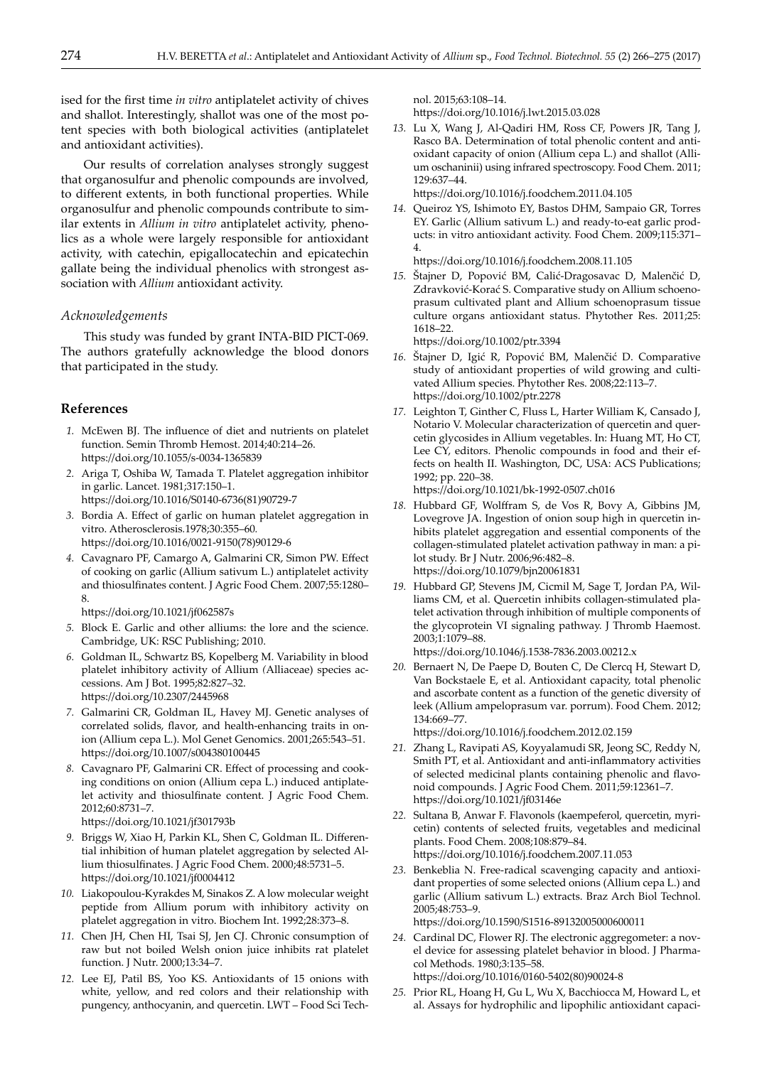ised for the first time *in vitro* antiplatelet activity of chives and shallot. Interestingly, shallot was one of the most potent species with both biological activities (antiplatelet and antioxidant activities).

Our results of correlation analyses strongly suggest that organosulfur and phenolic compounds are involved, to different extents, in both functional properties. While organosulfur and phenolic compounds contribute to similar extents in *Allium in vitro* antiplatelet activity, phenolics as a whole were largely responsible for antioxidant activity, with catechin, epigallocatechin and epicatechin gallate being the individual phenolics with strongest association with *Allium* antioxidant activity.

### *Acknowledgements*

This study was funded by grant INTA-BID PICT-069. The authors gratefully acknowledge the blood donors that participated in the study.

## References

1. McEwen BJ. The influence of diet and nutrients on platelet function. Semin Thromb Hemost. 2014;40:214–26. https://doi.org/10.1055/s-0034-1365839
2. Ariga T, Oshiba W, Tamada T. Platelet aggregation inhibitor in garlic. Lancet. 1981;317:150–1. https://doi.org/10.1016/S0140-6736(81)90729-7
3. Bordia A. Effect of garlic on human platelet aggregation in vitro. Atherosclerosis.1978;30:355–60. https://doi.org/10.1016/0021-9150(78)90129-6
4. Cavagnaro PF, Camargo A, Galmarini CR, Simon PW. Effect of cooking on garlic (Allium sativum L.) antiplatelet activity and thiosulfinates content. J Agric Food Chem. 2007;55:1280–8. https://doi.org/10.1021/jf062587s
5. Block E. Garlic and other alliums: the lore and the science. Cambridge, UK: RSC Publishing; 2010.
6. Goldman IL, Schwartz BS, Kopelberg M. Variability in blood platelet inhibitory activity of Allium (Alliaceae) species accessions. Am J Bot. 1995;82:827–32. https://doi.org/10.2307/2445968
7. Galmarini CR, Goldman IL, Havey MJ. Genetic analyses of correlated solids, flavor, and health-enhancing traits in onion (Allium cepa L.). Mol Genet Genomics. 2001;265:543–51. https://doi.org/10.1007/s004380100445
8. Cavagnaro PF, Galmarini CR. Effect of processing and cooking conditions on onion (Allium cepa L.) induced antiplatelet activity and thiosulfinate content. J Agric Food Chem. 2012;60:8731–7. https://doi.org/10.1021/jf301793b
9. Briggs W, Xiao H, Parkin KL, Shen C, Goldman IL. Differential inhibition of human platelet aggregation by selected Allium thiosulfinates. J Agric Food Chem. 2000;48:5731–5. https://doi.org/10.1021/jf0004412
10. Liakopoulou-Kyrakdes M, Sinakos Z. A low molecular weight peptide from Allium porum with inhibitory activity on platelet aggregation in vitro. Biochem Int. 1992;28:373–8.
11. Chen JH, Chen HI, Tsai SJ, Jen CJ. Chronic consumption of raw but not boiled Welsh onion juice inhibits rat platelet function. J Nutr. 2000;13:34–7.
12. Lee EJ, Patil BS, Yoo KS. Antioxidants of 15 onions with white, yellow, and red colors and their relationship with pungency, anthocyanin, and quercetin. LWT – Food Sci Technol. 2015;63:108–14. https://doi.org/10.1016/j.lwt.2015.03.028
13. Lu X, Wang J, Al-Qadiri HM, Ross CF, Powers JR, Tang J, Rasco BA. Determination of total phenolic content and antioxidant capacity of onion (Allium cepa L.) and shallot (Allium oschaninii) using infrared spectroscopy. Food Chem. 2011; 129:637–44. https://doi.org/10.1016/j.foodchem.2011.04.105
14. Queiroz YS, Ishimoto EY, Bastos DHM, Sampaio GR, Torres EY. Garlic (Allium sativum L.) and ready-to-eat garlic products: in vitro antioxidant activity. Food Chem. 2009;115:371–4. https://doi.org/10.1016/j.foodchem.2008.11.105
15. Štajner D, Popović BM, Calić-Dragosavac D, Malenčić D, Zdravković-Korać S. Comparative study on Allium schoenoprasum cultivated plant and Allium schoenoprasum tissue culture organs antioxidant status. Phytother Res. 2011;25: 1618–22. https://doi.org/10.1002/ptr.3394
16. Štajner D, Igić R, Popović BM, Malenčić D. Comparative study of antioxidant properties of wild growing and cultivated Allium species. Phytother Res. 2008;22:113–7. https://doi.org/10.1002/ptr.2278
17. Leighton T, Ginther C, Fluss L, Harter William K, Cansado J, Notario V. Molecular characterization of quercetin and quercetin glycosides in Allium vegetables. In: Huang MT, Ho CT, Lee CY, editors. Phenolic compounds in food and their effects on health II. Washington, DC, USA: ACS Publications; 1992; pp. 220–38. https://doi.org/10.1021/bk-1992-0507.ch016
18. Hubbard GF, Wolffram S, de Vos R, Bovy A, Gibbins JM, Lovegrove JA. Ingestion of onion soup high in quercetin inhibits platelet aggregation and essential components of the collagen-stimulated platelet activation pathway in man: a pilot study. Br J Nutr. 2006;96:482–8. https://doi.org/10.1079/bjn20061831
19. Hubbard GP, Stevens JM, Cicmil M, Sage T, Jordan PA, Williams CM, et al. Quercetin inhibits collagen-stimulated platelet activation through inhibition of multiple components of the glycoprotein VI signaling pathway. J Thromb Haemost. 2003;1:1079–88. https://doi.org/10.1046/j.1538-7836.2003.00212.x
20. Bernaert N, De Paepe D, Bouten C, De Clercq H, Stewart D, Van Bockstaele E, et al. Antioxidant capacity, total phenolic and ascorbate content as a function of the genetic diversity of leek (Allium ampeloprasum var. porrum). Food Chem. 2012; 134:669–77. https://doi.org/10.1016/j.foodchem.2012.02.159
21. Zhang L, Ravipati AS, Koyyalamudi SR, Jeong SC, Reddy N, Smith PT, et al. Antioxidant and anti-inflammatory activities of selected medicinal plants containing phenolic and flavonoid compounds. J Agric Food Chem. 2011;59:12361–7. https://doi.org/10.1021/jf03146e
22. Sultana B, Anwar F. Flavonols (kaempeferol, quercetin, myricetin) contents of selected fruits, vegetables and medicinal plants. Food Chem. 2008;108:879–84. https://doi.org/10.1016/j.foodchem.2007.11.053
23. Benkeblia N. Free-radical scavenging capacity and antioxidant properties of some selected onions (Allium cepa L.) and garlic (Allium sativum L.) extracts. Braz Arch Biol Technol. 2005;48:753–9. https://doi.org/10.1590/S1516-89132005000600011
24. Cardinal DC, Flower RJ. The electronic aggregometer: a novel device for assessing platelet behavior in blood. J Pharmacol Methods. 1980;3:135–58. https://doi.org/10.1016/0160-5402(80)90024-8
25. Prior RL, Hoang H, Gu L, Wu X, Bacchiocca M, Howard L, et al. Assays for hydrophilic and lipophilic antioxidant capaci-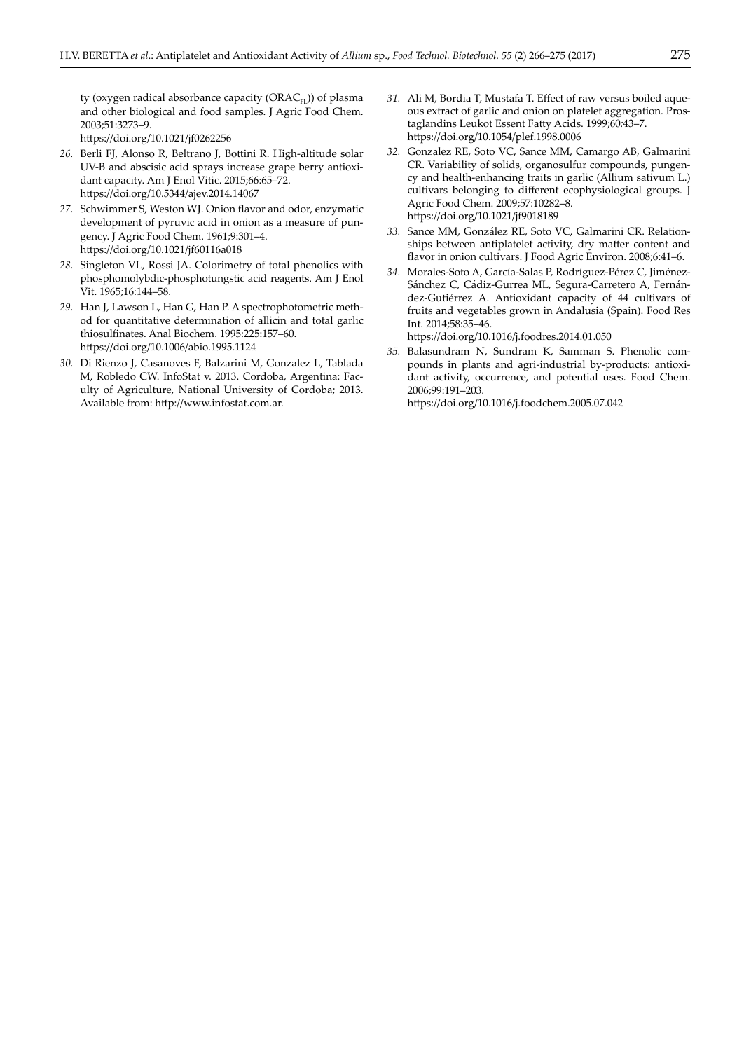ty (oxygen radical absorbance capacity ($ORAC_{FL}$)) of plasma and other biological and food samples. J Agric Food Chem. 2003;51:3273–9.
https://doi.org/10.1021/jf0262256

26. Berli FJ, Alonso R, Beltrano J, Bottini R. High-altitude solar UV-B and abscisic acid sprays increase grape berry antioxidant capacity. Am J Enol Vitic. 2015;66:65–72.
https://doi.org/10.5344/ajev.2014.14067

27. Schwimmer S, Weston WJ. Onion flavor and odor, enzymatic development of pyruvic acid in onion as a measure of pungency. J Agric Food Chem. 1961;9:301–4.
https://doi.org/10.1021/jf60116a018

28. Singleton VL, Rossi JA. Colorimetry of total phenolics with phosphomolybdic-phosphotungstic acid reagents. Am J Enol Vit. 1965;16:144–58.

29. Han J, Lawson L, Han G, Han P. A spectrophotometric method for quantitative determination of allicin and total garlic thiosulfinates. Anal Biochem. 1995:225:157–60.
https://doi.org/10.1006/abio.1995.1124

30. Di Rienzo J, Casanoves F, Balzarini M, Gonzalez L, Tablada M, Robledo CW. InfoStat v. 2013. Cordoba, Argentina: Faculty of Agriculture, National University of Cordoba; 2013. Available from: http://www.infostat.com.ar.

31. Ali M, Bordia T, Mustafa T. Effect of raw versus boiled aqueous extract of garlic and onion on platelet aggregation. Prostaglandins Leukot Essent Fatty Acids. 1999;60:43–7.
https://doi.org/10.1054/plef.1998.0006

32. Gonzalez RE, Soto VC, Sance MM, Camargo AB, Galmarini CR. Variability of solids, organosulfur compounds, pungency and health-enhancing traits in garlic (Allium sativum L.) cultivars belonging to different ecophysiological groups. J Agric Food Chem. 2009;57:10282–8.
https://doi.org/10.1021/jf9018189

33. Sance MM, González RE, Soto VC, Galmarini CR. Relationships between antiplatelet activity, dry matter content and flavor in onion cultivars. J Food Agric Environ. 2008;6:41–6.

34. Morales-Soto A, García-Salas P, Rodríguez-Pérez C, Jiménez-Sánchez C, Cádiz-Gurrea ML, Segura-Carretero A, Fernández-Gutiérrez A. Antioxidant capacity of 44 cultivars of fruits and vegetables grown in Andalusia (Spain). Food Res Int. 2014;58:35–46.
https://doi.org/10.1016/j.foodres.2014.01.050

35. Balasundram N, Sundram K, Samman S. Phenolic compounds in plants and agri-industrial by-products: antioxidant activity, occurrence, and potential uses. Food Chem. 2006;99:191–203.
https://doi.org/10.1016/j.foodchem.2005.07.042